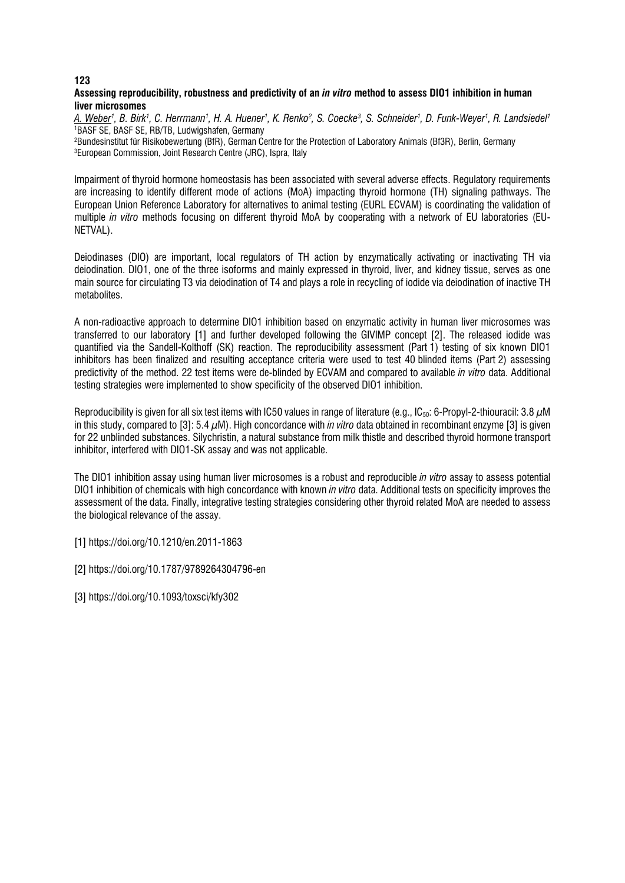**123**

### Assessing reproducibility, robustness and predictivity of an *in vitro* method to assess DIO1 inhibition in human liver microsomes

*A. Weber[1], B. Birk[1], C. Herrmann[1], H. A. Huener[1], K. Renko[2], S. Coecke[3], S. Schneider[1], D. Funk-Weyer[1], R. Landsiedel[1]*

[1]BASF SE, BASF SE, RB/TB, Ludwigshafen, Germany

[2]Bundesinstitut für Risikobewertung (BfR), German Centre for the Protection of Laboratory Animals (Bf3R), Berlin, Germany

[3]European Commission, Joint Research Centre (JRC), Ispra, Italy

Impairment of thyroid hormone homeostasis has been associated with several adverse effects. Regulatory requirements are increasing to identify different mode of actions (MoA) impacting thyroid hormone (TH) signaling pathways. The European Union Reference Laboratory for alternatives to animal testing (EURL ECVAM) is coordinating the validation of multiple *in vitro* methods focusing on different thyroid MoA by cooperating with a network of EU laboratories (EU-NETVAL).

Deiodinases (DIO) are important, local regulators of TH action by enzymatically activating or inactivating TH via deiodination. DIO1, one of the three isoforms and mainly expressed in thyroid, liver, and kidney tissue, serves as one main source for circulating T3 via deiodination of T4 and plays a role in recycling of iodide via deiodination of inactive TH metabolites.

A non-radioactive approach to determine DIO1 inhibition based on enzymatic activity in human liver microsomes was transferred to our laboratory [1] and further developed following the GIVIMP concept [2]. The released iodide was quantified via the Sandell-Kolthoff (SK) reaction. The reproducibility assessment (Part 1) testing of six known DIO1 inhibitors has been finalized and resulting acceptance criteria were used to test 40 blinded items (Part 2) assessing predictivity of the method. 22 test items were de-blinded by ECVAM and compared to available *in vitro* data. Additional testing strategies were implemented to show specificity of the observed DIO1 inhibition.

Reproducibility is given for all six test items with IC50 values in range of literature (e.g., $IC_{50}$: 6-Propyl-2-thiouracil: 3.8 $\mu$M in this study, compared to [3]: 5.4 $\mu$M). High concordance with *in vitro* data obtained in recombinant enzyme [3] is given for 22 unblinded substances. Silychristin, a natural substance from milk thistle and described thyroid hormone transport inhibitor, interfered with DIO1-SK assay and was not applicable.

The DIO1 inhibition assay using human liver microsomes is a robust and reproducible *in vitro* assay to assess potential DIO1 inhibition of chemicals with high concordance with known *in vitro* data. Additional tests on specificity improves the assessment of the data. Finally, integrative testing strategies considering other thyroid related MoA are needed to assess the biological relevance of the assay.

[1] https://doi.org/10.1210/en.2011-1863

[2] https://doi.org/10.1787/9789264304796-en

[3] https://doi.org/10.1093/toxsci/kfy302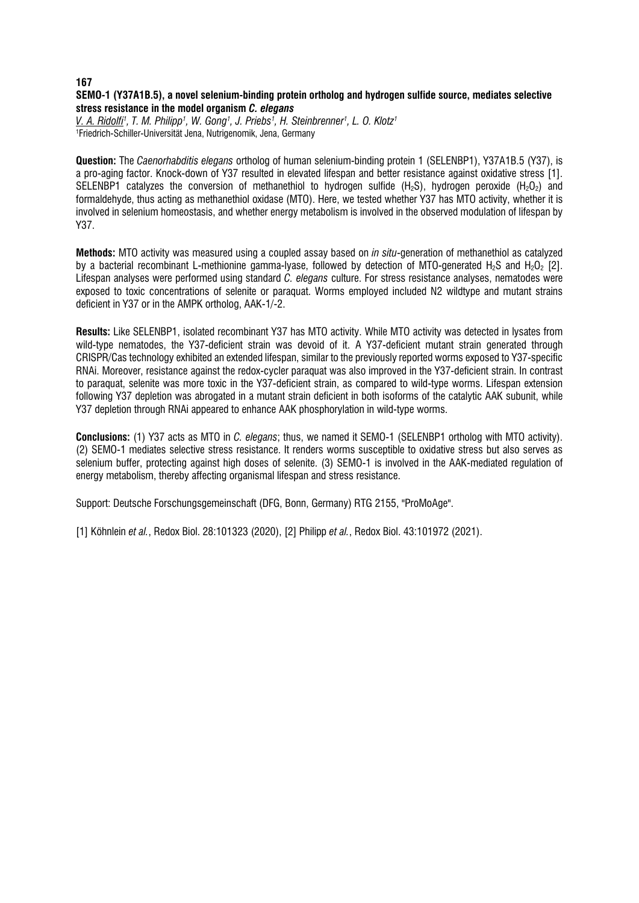**167**

## SEMO-1 (Y37A1B.5), a novel selenium-binding protein ortholog and hydrogen sulfide source, mediates selective stress resistance in the model organism *C. elegans*

<u>*V. A. Ridolfi*</u>*[1], T. M. Philipp[1], W. Gong[1], J. Priebs[1], H. Steinbrenner[1], L. O. Klotz[1]*

[1]Friedrich-Schiller-Universität Jena, Nutrigenomik, Jena, Germany

**Question:** The *Caenorhabditis elegans* ortholog of human selenium-binding protein 1 (SELENBP1), Y37A1B.5 (Y37), is a pro-aging factor. Knock-down of Y37 resulted in elevated lifespan and better resistance against oxidative stress [1]. SELENBP1 catalyzes the conversion of methanethiol to hydrogen sulfide ($H_2S$), hydrogen peroxide ($H_2O_2$) and formaldehyde, thus acting as methanethiol oxidase (MTO). Here, we tested whether Y37 has MTO activity, whether it is involved in selenium homeostasis, and whether energy metabolism is involved in the observed modulation of lifespan by Y37.

**Methods:** MTO activity was measured using a coupled assay based on *in situ*-generation of methanethiol as catalyzed by a bacterial recombinant L-methionine gamma-lyase, followed by detection of MTO-generated $H_2S$ and $H_2O_2$ [2]. Lifespan analyses were performed using standard *C. elegans* culture. For stress resistance analyses, nematodes were exposed to toxic concentrations of selenite or paraquat. Worms employed included N2 wildtype and mutant strains deficient in Y37 or in the AMPK ortholog, AAK-1/-2.

**Results:** Like SELENBP1, isolated recombinant Y37 has MTO activity. While MTO activity was detected in lysates from wild-type nematodes, the Y37-deficient strain was devoid of it. A Y37-deficient mutant strain generated through CRISPR/Cas technology exhibited an extended lifespan, similar to the previously reported worms exposed to Y37-specific RNAi. Moreover, resistance against the redox-cycler paraquat was also improved in the Y37-deficient strain. In contrast to paraquat, selenite was more toxic in the Y37-deficient strain, as compared to wild-type worms. Lifespan extension following Y37 depletion was abrogated in a mutant strain deficient in both isoforms of the catalytic AAK subunit, while Y37 depletion through RNAi appeared to enhance AAK phosphorylation in wild-type worms.

**Conclusions:** (1) Y37 acts as MTO in *C. elegans*; thus, we named it SEMO-1 (SELENBP1 ortholog with MTO activity). (2) SEMO-1 mediates selective stress resistance. It renders worms susceptible to oxidative stress but also serves as selenium buffer, protecting against high doses of selenite. (3) SEMO-1 is involved in the AAK-mediated regulation of energy metabolism, thereby affecting organismal lifespan and stress resistance.

Support: Deutsche Forschungsgemeinschaft (DFG, Bonn, Germany) RTG 2155, "ProMoAge".

[1] Köhnlein *et al.*, Redox Biol. 28:101323 (2020), [2] Philipp *et al.*, Redox Biol. 43:101972 (2021).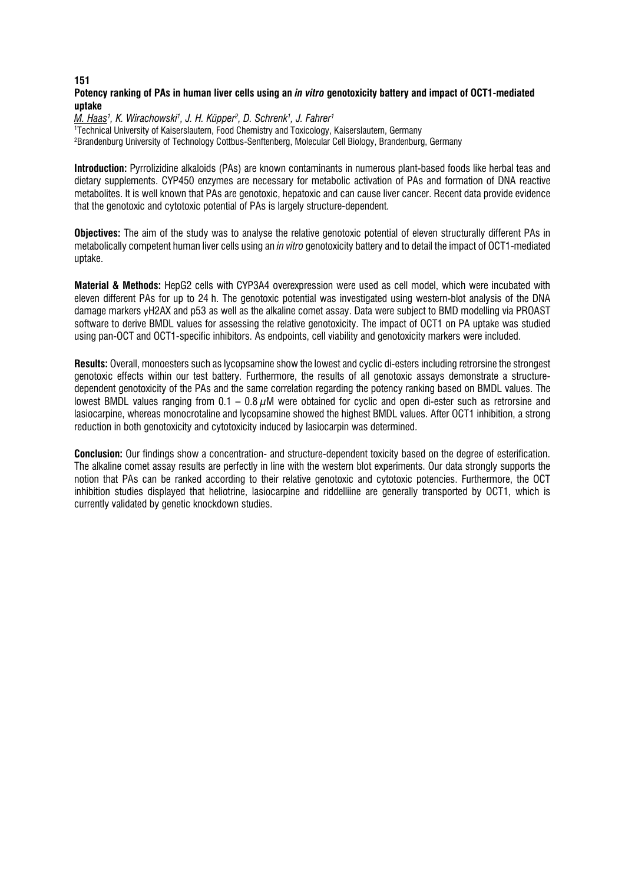**151**

### Potency ranking of PAs in human liver cells using an *in vitro* genotoxicity battery and impact of OCT1-mediated uptake

M. Haas[1], K. Wirachowski[1], J. H. Küpper[2], D. Schrenk[1], J. Fahrer[1]

[1]Technical University of Kaiserslautern, Food Chemistry and Toxicology, Kaiserslautern, Germany
[2]Brandenburg University of Technology Cottbus-Senftenberg, Molecular Cell Biology, Brandenburg, Germany

**Introduction:** Pyrrolizidine alkaloids (PAs) are known contaminants in numerous plant-based foods like herbal teas and dietary supplements. CYP450 enzymes are necessary for metabolic activation of PAs and formation of DNA reactive metabolites. It is well known that PAs are genotoxic, hepatoxic and can cause liver cancer. Recent data provide evidence that the genotoxic and cytotoxic potential of PAs is largely structure-dependent.

**Objectives:** The aim of the study was to analyse the relative genotoxic potential of eleven structurally different PAs in metabolically competent human liver cells using an *in vitro* genotoxicity battery and to detail the impact of OCT1-mediated uptake.

**Material & Methods:** HepG2 cells with CYP3A4 overexpression were used as cell model, which were incubated with eleven different PAs for up to 24 h. The genotoxic potential was investigated using western-blot analysis of the DNA damage markers γH2AX and p53 as well as the alkaline comet assay. Data were subject to BMD modelling via PROAST software to derive BMDL values for assessing the relative genotoxicity. The impact of OCT1 on PA uptake was studied using pan-OCT and OCT1-specific inhibitors. As endpoints, cell viability and genotoxicity markers were included.

**Results:** Overall, monoesters such as lycopsamine show the lowest and cyclic di-esters including retrorsine the strongest genotoxic effects within our test battery. Furthermore, the results of all genotoxic assays demonstrate a structure-dependent genotoxicity of the PAs and the same correlation regarding the potency ranking based on BMDL values. The lowest BMDL values ranging from 0.1 – 0.8 $\mu$M were obtained for cyclic and open di-ester such as retrorsine and lasiocarpine, whereas monocrotaline and lycopsamine showed the highest BMDL values. After OCT1 inhibition, a strong reduction in both genotoxicity and cytotoxicity induced by lasiocarpin was determined.

**Conclusion:** Our findings show a concentration- and structure-dependent toxicity based on the degree of esterification. The alkaline comet assay results are perfectly in line with the western blot experiments. Our data strongly supports the notion that PAs can be ranked according to their relative genotoxic and cytotoxic potencies. Furthermore, the OCT inhibition studies displayed that heliotrine, lasiocarpine and riddelliine are generally transported by OCT1, which is currently validated by genetic knockdown studies.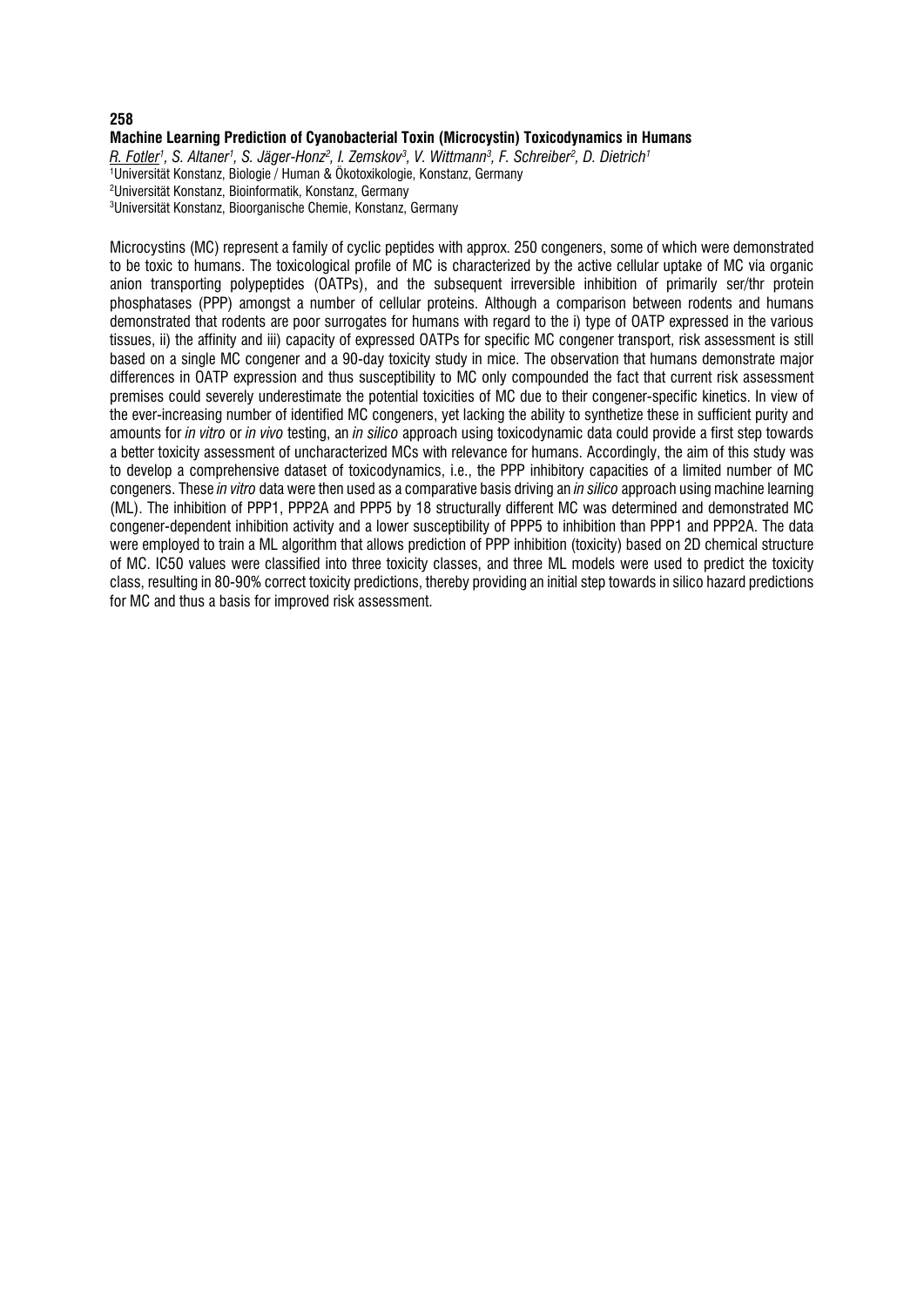**258**

**Machine Learning Prediction of Cyanobacterial Toxin (Microcystin) Toxicodynamics in Humans**

R. Fotler[1], S. Altaner[1], S. Jäger-Honz[2], I. Zemskov[3], V. Wittmann[3], F. Schreiber[2], D. Dietrich[1]

[1]Universität Konstanz, Biologie / Human & Ökotoxikologie, Konstanz, Germany
[2]Universität Konstanz, Bioinformatik, Konstanz, Germany
[3]Universität Konstanz, Bioorganische Chemie, Konstanz, Germany

Microcystins (MC) represent a family of cyclic peptides with approx. 250 congeners, some of which were demonstrated to be toxic to humans. The toxicological profile of MC is characterized by the active cellular uptake of MC via organic anion transporting polypeptides (OATPs), and the subsequent irreversible inhibition of primarily ser/thr protein phosphatases (PPP) amongst a number of cellular proteins. Although a comparison between rodents and humans demonstrated that rodents are poor surrogates for humans with regard to the i) type of OATP expressed in the various tissues, ii) the affinity and iii) capacity of expressed OATPs for specific MC congener transport, risk assessment is still based on a single MC congener and a 90-day toxicity study in mice. The observation that humans demonstrate major differences in OATP expression and thus susceptibility to MC only compounded the fact that current risk assessment premises could severely underestimate the potential toxicities of MC due to their congener-specific kinetics. In view of the ever-increasing number of identified MC congeners, yet lacking the ability to synthetize these in sufficient purity and amounts for *in vitro* or *in vivo* testing, an *in silico* approach using toxicodynamic data could provide a first step towards a better toxicity assessment of uncharacterized MCs with relevance for humans. Accordingly, the aim of this study was to develop a comprehensive dataset of toxicodynamics, i.e., the PPP inhibitory capacities of a limited number of MC congeners. These *in vitro* data were then used as a comparative basis driving an *in silico* approach using machine learning (ML). The inhibition of PPP1, PPP2A and PPP5 by 18 structurally different MC was determined and demonstrated MC congener-dependent inhibition activity and a lower susceptibility of PPP5 to inhibition than PPP1 and PPP2A. The data were employed to train a ML algorithm that allows prediction of PPP inhibition (toxicity) based on 2D chemical structure of MC. IC50 values were classified into three toxicity classes, and three ML models were used to predict the toxicity class, resulting in 80-90% correct toxicity predictions, thereby providing an initial step towards in silico hazard predictions for MC and thus a basis for improved risk assessment.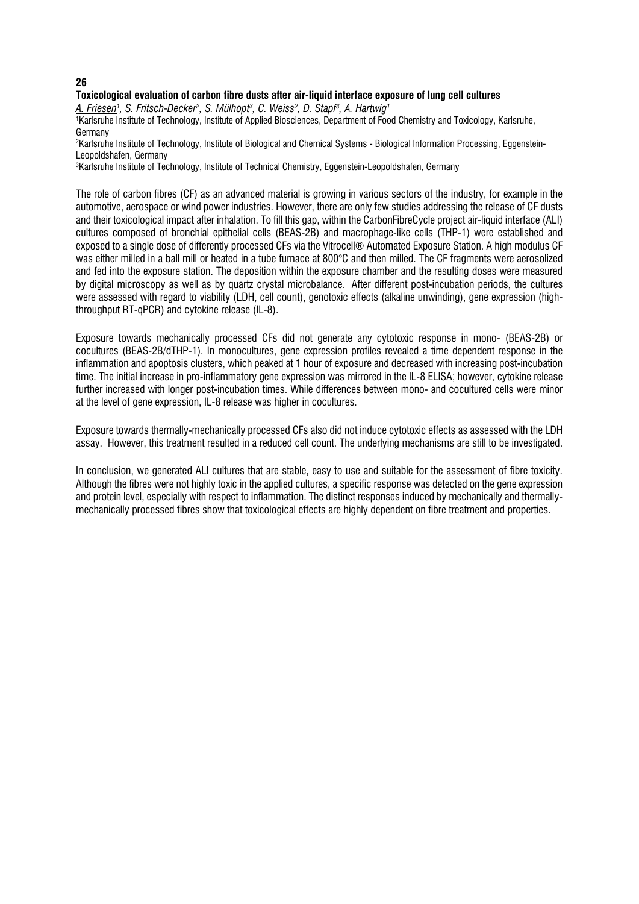**26**

### Toxicological evaluation of carbon fibre dusts after air-liquid interface exposure of lung cell cultures

*A. Friesen[1], S. Fritsch-Decker[2], S. Mülhopt[3], C. Weiss[2], D. Stapf[3], A. Hartwig[1]*

[1]Karlsruhe Institute of Technology, Institute of Applied Biosciences, Department of Food Chemistry and Toxicology, Karlsruhe, Germany

[2]Karlsruhe Institute of Technology, Institute of Biological and Chemical Systems - Biological Information Processing, Eggenstein-Leopoldshafen, Germany

[3]Karlsruhe Institute of Technology, Institute of Technical Chemistry, Eggenstein-Leopoldshafen, Germany

The role of carbon fibres (CF) as an advanced material is growing in various sectors of the industry, for example in the automotive, aerospace or wind power industries. However, there are only few studies addressing the release of CF dusts and their toxicological impact after inhalation. To fill this gap, within the CarbonFibreCycle project air-liquid interface (ALI) cultures composed of bronchial epithelial cells (BEAS-2B) and macrophage-like cells (THP-1) were established and exposed to a single dose of differently processed CFs via the Vitrocell® Automated Exposure Station. A high modulus CF was either milled in a ball mill or heated in a tube furnace at 800°C and then milled. The CF fragments were aerosolized and fed into the exposure station. The deposition within the exposure chamber and the resulting doses were measured by digital microscopy as well as by quartz crystal microbalance. After different post-incubation periods, the cultures were assessed with regard to viability (LDH, cell count), genotoxic effects (alkaline unwinding), gene expression (high-throughput RT-qPCR) and cytokine release (IL-8).

Exposure towards mechanically processed CFs did not generate any cytotoxic response in mono- (BEAS-2B) or cocultures (BEAS-2B/dTHP-1). In monocultures, gene expression profiles revealed a time dependent response in the inflammation and apoptosis clusters, which peaked at 1 hour of exposure and decreased with increasing post-incubation time. The initial increase in pro-inflammatory gene expression was mirrored in the IL-8 ELISA; however, cytokine release further increased with longer post-incubation times. While differences between mono- and cocultured cells were minor at the level of gene expression, IL-8 release was higher in cocultures.

Exposure towards thermally-mechanically processed CFs also did not induce cytotoxic effects as assessed with the LDH assay. However, this treatment resulted in a reduced cell count. The underlying mechanisms are still to be investigated.

In conclusion, we generated ALI cultures that are stable, easy to use and suitable for the assessment of fibre toxicity. Although the fibres were not highly toxic in the applied cultures, a specific response was detected on the gene expression and protein level, especially with respect to inflammation. The distinct responses induced by mechanically and thermally-mechanically processed fibres show that toxicological effects are highly dependent on fibre treatment and properties.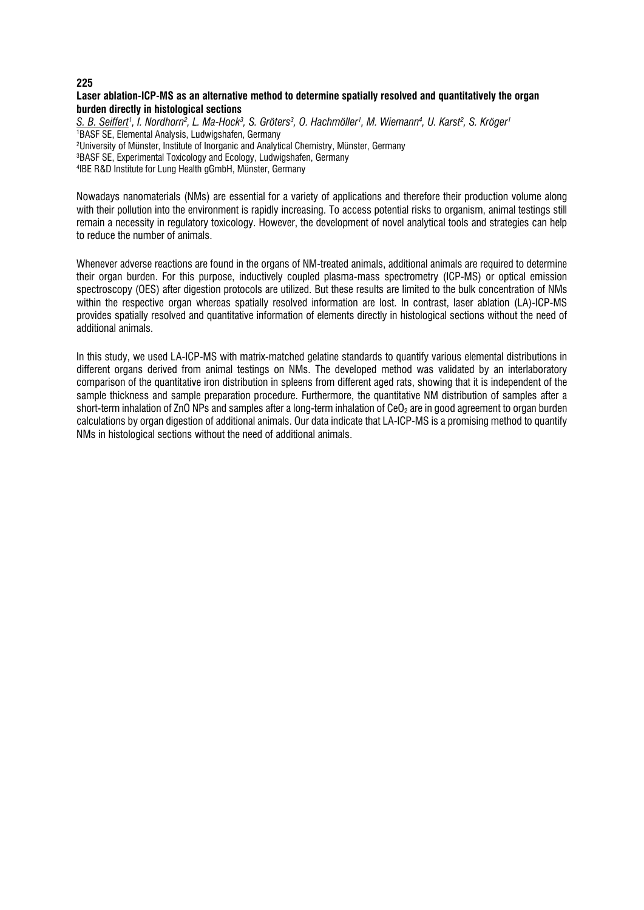**225**

### Laser ablation-ICP-MS as an alternative method to determine spatially resolved and quantitatively the organ burden directly in histological sections

*S. B. Seiffert[1], I. Nordhorn[2], L. Ma-Hock[3], S. Gröters[3], O. Hachmöller[1], M. Wiemann[4], U. Karst[2], S. Kröger[1]*

[1]BASF SE, Elemental Analysis, Ludwigshafen, Germany
[2]University of Münster, Institute of Inorganic and Analytical Chemistry, Münster, Germany
[3]BASF SE, Experimental Toxicology and Ecology, Ludwigshafen, Germany
[4]IBE R&D Institute for Lung Health gGmbH, Münster, Germany

Nowadays nanomaterials (NMs) are essential for a variety of applications and therefore their production volume along with their pollution into the environment is rapidly increasing. To access potential risks to organism, animal testings still remain a necessity in regulatory toxicology. However, the development of novel analytical tools and strategies can help to reduce the number of animals.

Whenever adverse reactions are found in the organs of NM-treated animals, additional animals are required to determine their organ burden. For this purpose, inductively coupled plasma-mass spectrometry (ICP-MS) or optical emission spectroscopy (OES) after digestion protocols are utilized. But these results are limited to the bulk concentration of NMs within the respective organ whereas spatially resolved information are lost. In contrast, laser ablation (LA)-ICP-MS provides spatially resolved and quantitative information of elements directly in histological sections without the need of additional animals.

In this study, we used LA-ICP-MS with matrix-matched gelatine standards to quantify various elemental distributions in different organs derived from animal testings on NMs. The developed method was validated by an interlaboratory comparison of the quantitative iron distribution in spleens from different aged rats, showing that it is independent of the sample thickness and sample preparation procedure. Furthermore, the quantitative NM distribution of samples after a short-term inhalation of ZnO NPs and samples after a long-term inhalation of $CeO_2$ are in good agreement to organ burden calculations by organ digestion of additional animals. Our data indicate that LA-ICP-MS is a promising method to quantify NMs in histological sections without the need of additional animals.